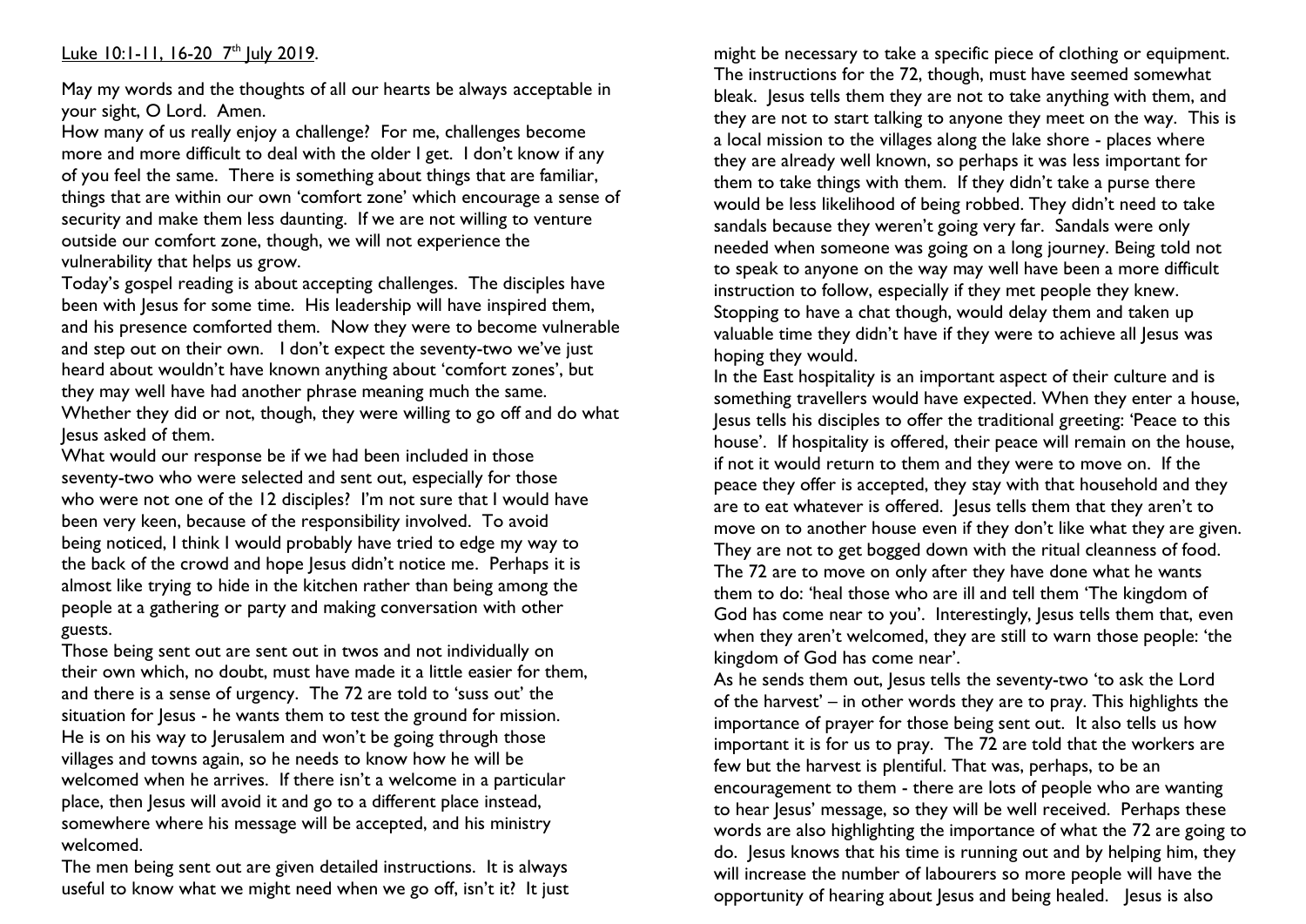Luke 10:1-11, 16-20 7th July 2019.

May my words and the thoughts of all our hearts be always acceptable in your sight, O Lord. Amen.

How many of us really enjoy a challenge? For me, challenges become more and more difficult to deal with the older I get. I don't know if any of you feel the same. There is something about things that are familiar, things that are within our own 'comfort zone' which encourage a sense of security and make them less daunting. If we are not willing to venture outside our comfort zone, though, we will not experience the vulnerability that helps us grow.

Today's gospel reading is about accepting challenges. The disciples have been with Jesus for some time. His leadership will have inspired them, and his presence comforted them. Now they were to become vulnerable and step out on their own. I don't expect the seventy-two we've just heard about wouldn't have known anything about 'comfort zones', but they may well have had another phrase meaning much the same. Whether they did or not, though, they were willing to go off and do what Jesus asked of them.

What would our response be if we had been included in those seventy-two who were selected and sent out, especially for those who were not one of the 12 disciples? I'm not sure that I would have been very keen, because of the responsibility involved. To avoid being noticed, I think I would probably have tried to edge my way to the back of the crowd and hope Jesus didn't notice me. Perhaps it is almost like trying to hide in the kitchen rather than being among the people at a gathering or party and making conversation with other guests.

Those being sent out are sent out in twos and not individually on their own which, no doubt, must have made it a little easier for them, and there is a sense of urgency. The 72 are told to 'suss out' the situation for Jesus - he wants them to test the ground for mission. He is on his way to Jerusalem and won't be going through those villages and towns again, so he needs to know how he will be welcomed when he arrives. If there isn't a welcome in a particular place, then Jesus will avoid it and go to a different place instead, somewhere where his message will be accepted, and his ministry welcomed.

The men being sent out are given detailed instructions. It is always useful to know what we might need when we go off, isn't it? It just might be necessary to take a specific piece of clothing or equipment. The instructions for the 72, though, must have seemed somewhat bleak. Jesus tells them they are not to take anything with them, and they are not to start talking to anyone they meet on the way. This is a local mission to the villages along the lake shore - places where they are already well known, so perhaps it was less important for them to take things with them. If they didn't take a purse there would be less likelihood of being robbed. They didn't need to take sandals because they weren't going very far. Sandals were only needed when someone was going on a long journey. Being told not to speak to anyone on the way may well have been a more difficult instruction to follow, especially if they met people they knew. Stopping to have a chat though, would delay them and taken up valuable time they didn't have if they were to achieve all Jesus was hoping they would.

In the East hospitality is an important aspect of their culture and is something travellers would have expected. When they enter a house, Jesus tells his disciples to offer the traditional greeting: 'Peace to this house'. If hospitality is offered, their peace will remain on the house, if not it would return to them and they were to move on. If the peace they offer is accepted, they stay with that household and they are to eat whatever is offered. Jesus tells them that they aren't to move on to another house even if they don't like what they are given. They are not to get bogged down with the ritual cleanness of food. The 72 are to move on only after they have done what he wants them to do: 'heal those who are ill and tell them 'The kingdom of God has come near to you'. Interestingly, Jesus tells them that, even when they aren't welcomed, they are still to warn those people: 'the kingdom of God has come near'.

As he sends them out, Jesus tells the seventy-two 'to ask the Lord of the harvest' – in other words they are to pray. This highlights the importance of prayer for those being sent out. It also tells us how important it is for us to pray. The 72 are told that the workers are few but the harvest is plentiful. That was, perhaps, to be an encouragement to them - there are lots of people who are wanting to hear Jesus' message, so they will be well received. Perhaps these words are also highlighting the importance of what the 72 are going to do. Jesus knows that his time is running out and by helping him, they will increase the number of labourers so more people will have the opportunity of hearing about Jesus and being healed. Jesus is also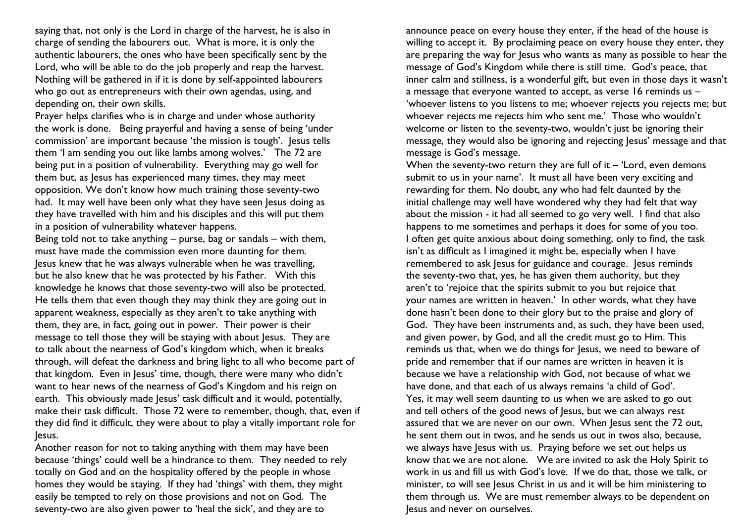saying that, not only is the Lord in charge of the harvest, he is also in charge of sending the labourers out. What is more, it is only the authentic labourers, the ones who have been specifically sent by the Lord, who will be able to do the job properly and reap the harvest. Nothing will be gathered in if it is done by self-appointed labourers who go out as entrepreneurs with their own agendas, using, and depending on, their own skills.

Prayer helps clarifies who is in charge and under whose authority the work is done. Being prayerful and having a sense of being 'under commission' are important because 'the mission is tough'. Jesus tells them 'I am sending you out like lambs among wolves.' The 72 are being put in a position of vulnerability. Everything may go well for them but, as Jesus has experienced many times, they may meet opposition. We don't know how much training those seventy-two had. It may well have been only what they have seen Jesus doing as they have travelled with him and his disciples and this will put them in a position of vulnerability whatever happens.

Being told not to take anything – purse, bag or sandals – with them, must have made the commission even more daunting for them. Jesus knew that he was always vulnerable when he was travelling, but he also knew that he was protected by his Father. With this knowledge he knows that those seventy-two will also be protected. He tells them that even though they may think they are going out in apparent weakness, especially as they aren't to take anything with them, they are, in fact, going out in power. Their power is their message to tell those they will be staying with about Jesus. They are to talk about the nearness of God's kingdom which, when it breaks through, will defeat the darkness and bring light to all who become part of that kingdom. Even in Jesus' time, though, there were many who didn't want to hear news of the nearness of God's Kingdom and his reign on earth. This obviously made Jesus' task difficult and it would, potentially, make their task difficult. Those 72 were to remember, though, that, even if they did find it difficult, they were about to play a vitally important role for Jesus.

Another reason for not to taking anything with them may have been because 'things' could well be a hindrance to them. They needed to rely totally on God and on the hospitality offered by the people in whose homes they would be staying. If they had 'things' with them, they might easily be tempted to rely on those provisions and not on God. The seventy-two are also given power to 'heal the sick', and they are to announce peace on every house they enter, if the head of the house is willing to accept it. By proclaiming peace on every house they enter, they are preparing the way for Jesus who wants as many as possible to hear the message of God's Kingdom while there is still time. God's peace, that inner calm and stillness, is a wonderful gift, but even in those days it wasn't a message that everyone wanted to accept, as verse 16 reminds us – 'whoever listens to you listens to me; whoever rejects you rejects me; but whoever rejects me rejects him who sent me.' Those who wouldn't welcome or listen to the seventy-two, wouldn't just be ignoring their message, they would also be ignoring and rejecting Jesus' message and that message is God's message.

When the seventy-two return they are full of it – 'Lord, even demons submit to us in your name'. It must all have been very exciting and rewarding for them. No doubt, any who had felt daunted by the initial challenge may well have wondered why they had felt that way about the mission - it had all seemed to go very well. I find that also happens to me sometimes and perhaps it does for some of you too. I often get quite anxious about doing something, only to find, the task isn't as difficult as I imagined it might be, especially when I have remembered to ask Jesus for guidance and courage. Jesus reminds the seventy-two that, yes, he has given them authority, but they aren't to 'rejoice that the spirits submit to you but rejoice that your names are written in heaven.' In other words, what they have done hasn't been done to their glory but to the praise and glory of God. They have been instruments and, as such, they have been used, and given power, by God, and all the credit must go to Him. This reminds us that, when we do things for Jesus, we need to beware of pride and remember that if our names are written in heaven it is because we have a relationship with God, not because of what we have done, and that each of us always remains 'a child of God'.

Yes, it may well seem daunting to us when we are asked to go out and tell others of the good news of Jesus, but we can always rest assured that we are never on our own. When Jesus sent the 72 out, he sent them out in twos, and he sends us out in twos also, because, we always have Jesus with us. Praying before we set out helps us know that we are not alone. We are invited to ask the Holy Spirit to work in us and fill us with God's love. If we do that, those we talk, or minister, to will see Jesus Christ in us and it will be him ministering to them through us. We are must remember always to be dependent on Jesus and never on ourselves.